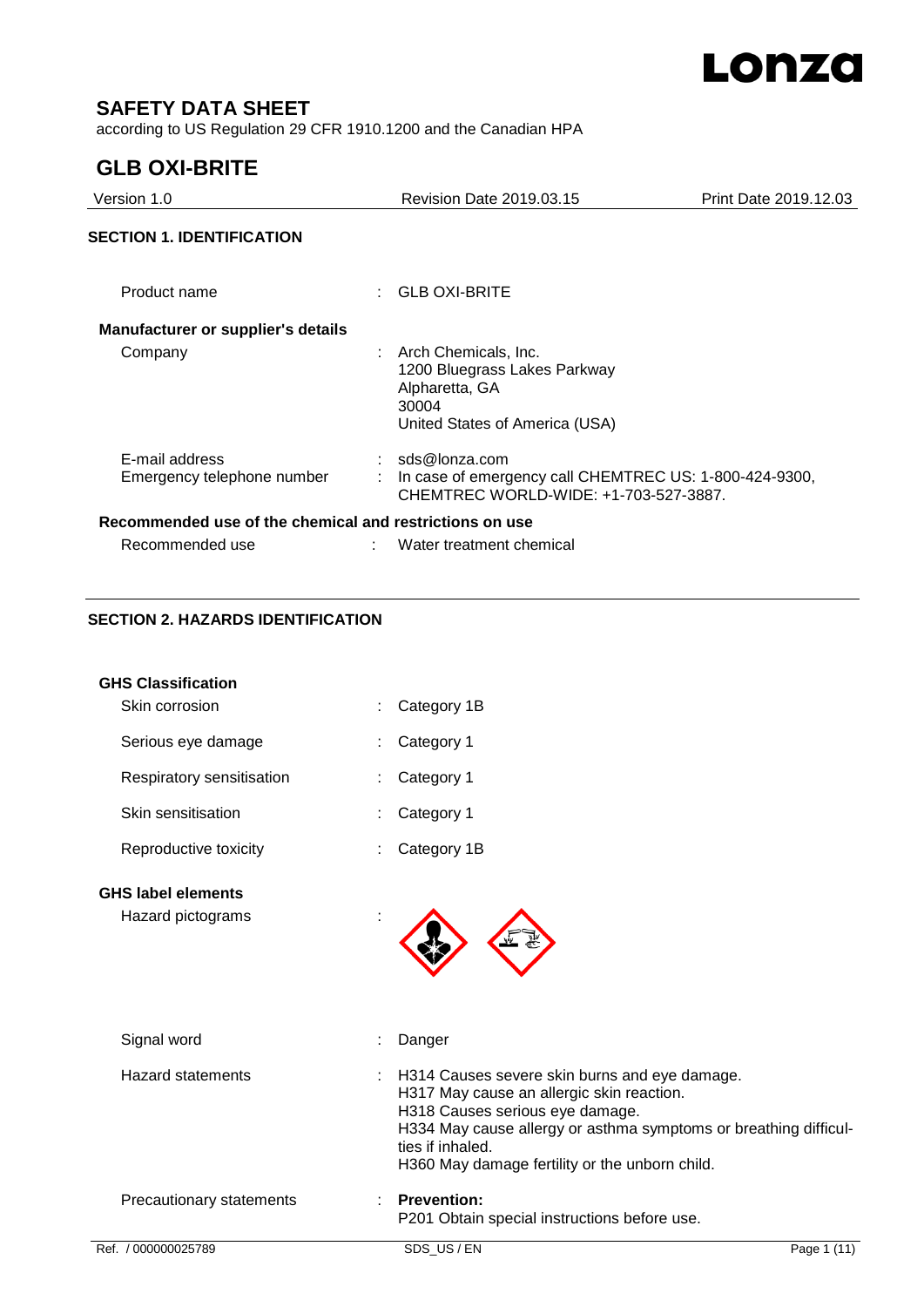# SAFETY DATA SHEET

according to US Regulation 29 CFR 1910.1200 and the Canadian HPA

# GLB OXI-BRITE

| Version 1.0 | Revision Date 2019.03.15 | Print Date 2019.12.03 |
|---|---|---|

## SECTION 1. IDENTIFICATION

Product name : GLB OXI-BRITE

**Manufacturer or supplier's details**

Company : Arch Chemicals, Inc.
1200 Bluegrass Lakes Parkway
Alpharetta, GA
30004
United States of America (USA)

E-mail address : sds@lonza.com

Emergency telephone number : In case of emergency call CHEMTREC US: 1-800-424-9300, CHEMTREC WORLD-WIDE: +1-703-527-3887.

**Recommended use of the chemical and restrictions on use**

Recommended use : Water treatment chemical

## SECTION 2. HAZARDS IDENTIFICATION

**GHS Classification**

Skin corrosion : Category 1B

Serious eye damage : Category 1

Respiratory sensitisation : Category 1

Skin sensitisation : Category 1

Reproductive toxicity : Category 1B

**GHS label elements**

Hazard pictograms :

Signal word : Danger

Hazard statements : H314 Causes severe skin burns and eye damage.
H317 May cause an allergic skin reaction.
H318 Causes serious eye damage.
H334 May cause allergy or asthma symptoms or breathing difficulties if inhaled.
H360 May damage fertility or the unborn child.

Precautionary statements : **Prevention:**
P201 Obtain special instructions before use.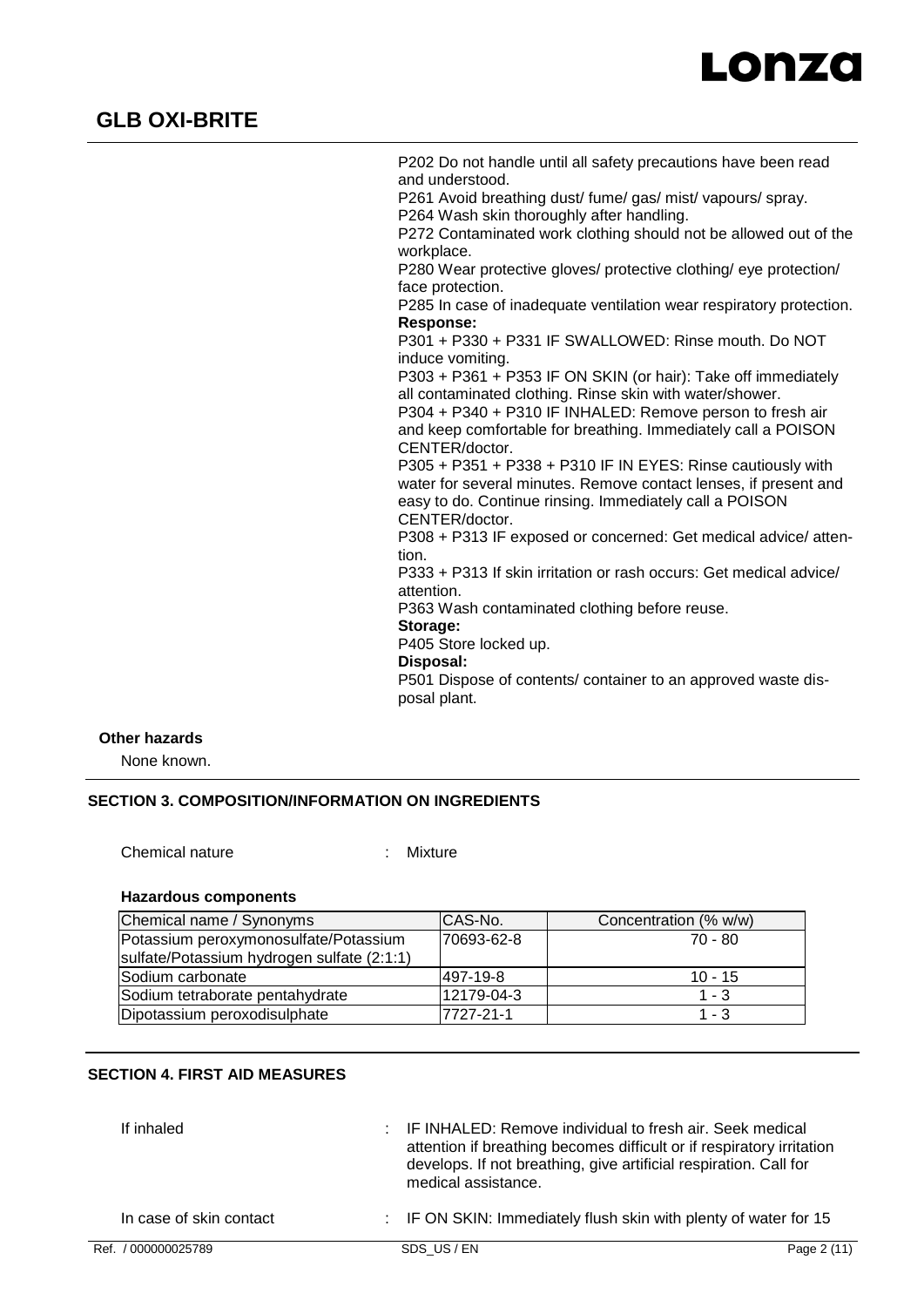P202 Do not handle until all safety precautions have been read and understood.
P261 Avoid breathing dust/ fume/ gas/ mist/ vapours/ spray.
P264 Wash skin thoroughly after handling.
P272 Contaminated work clothing should not be allowed out of the workplace.
P280 Wear protective gloves/ protective clothing/ eye protection/ face protection.
P285 In case of inadequate ventilation wear respiratory protection.

**Response:**

P301 + P330 + P331 IF SWALLOWED: Rinse mouth. Do NOT induce vomiting.
P303 + P361 + P353 IF ON SKIN (or hair): Take off immediately all contaminated clothing. Rinse skin with water/shower.
P304 + P340 + P310 IF INHALED: Remove person to fresh air and keep comfortable for breathing. Immediately call a POISON CENTER/doctor.
P305 + P351 + P338 + P310 IF IN EYES: Rinse cautiously with water for several minutes. Remove contact lenses, if present and easy to do. Continue rinsing. Immediately call a POISON CENTER/doctor.
P308 + P313 IF exposed or concerned: Get medical advice/ attention.
P333 + P313 If skin irritation or rash occurs: Get medical advice/ attention.
P363 Wash contaminated clothing before reuse.

**Storage:**

P405 Store locked up.

**Disposal:**

P501 Dispose of contents/ container to an approved waste disposal plant.

**Other hazards**

None known.

## SECTION 3. COMPOSITION/INFORMATION ON INGREDIENTS

Chemical nature : Mixture

**Hazardous components**

| Chemical name / Synonyms | CAS-No. | Concentration (% w/w) |
|---|---|---|
| Potassium peroxymonosulfate/Potassium sulfate/Potassium hydrogen sulfate (2:1:1) | 70693-62-8 | 70 - 80 |
| Sodium carbonate | 497-19-8 | 10 - 15 |
| Sodium tetraborate pentahydrate | 12179-04-3 | 1 - 3 |
| Dipotassium peroxodisulphate | 7727-21-1 | 1 - 3 |

## SECTION 4. FIRST AID MEASURES

If inhaled : IF INHALED: Remove individual to fresh air. Seek medical attention if breathing becomes difficult or if respiratory irritation develops. If not breathing, give artificial respiration. Call for medical assistance.

In case of skin contact : IF ON SKIN: Immediately flush skin with plenty of water for 15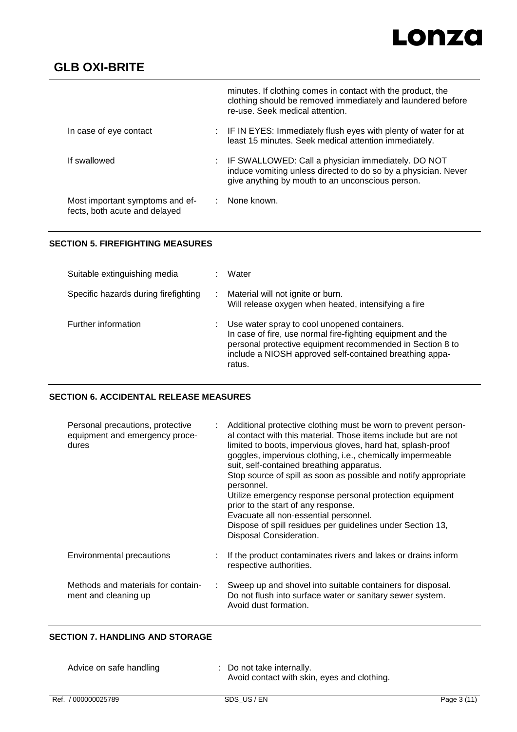| | |
|---|---|
| | minutes. If clothing comes in contact with the product, the clothing should be removed immediately and laundered before re-use. Seek medical attention. |
| In case of eye contact | : IF IN EYES: Immediately flush eyes with plenty of water for at least 15 minutes. Seek medical attention immediately. |
| If swallowed | : IF SWALLOWED: Call a physician immediately. DO NOT induce vomiting unless directed to do so by a physician. Never give anything by mouth to an unconscious person. |
| Most important symptoms and effects, both acute and delayed | : None known. |

## SECTION 5. FIREFIGHTING MEASURES

| | |
|---|---|
| Suitable extinguishing media | : Water |
| Specific hazards during firefighting | : Material will not ignite or burn.<br>Will release oxygen when heated, intensifying a fire |
| Further information | : Use water spray to cool unopened containers.<br>In case of fire, use normal fire-fighting equipment and the personal protective equipment recommended in Section 8 to include a NIOSH approved self-contained breathing apparatus. |

## SECTION 6. ACCIDENTAL RELEASE MEASURES

| | |
|---|---|
| Personal precautions, protective equipment and emergency procedures | : Additional protective clothing must be worn to prevent personal contact with this material. Those items include but are not limited to boots, impervious gloves, hard hat, splash-proof goggles, impervious clothing, i.e., chemically impermeable suit, self-contained breathing apparatus.<br>Stop source of spill as soon as possible and notify appropriate personnel.<br>Utilize emergency response personal protection equipment prior to the start of any response.<br>Evacuate all non-essential personnel.<br>Dispose of spill residues per guidelines under Section 13, Disposal Consideration. |
| Environmental precautions | : If the product contaminates rivers and lakes or drains inform respective authorities. |
| Methods and materials for containment and cleaning up | : Sweep up and shovel into suitable containers for disposal.<br>Do not flush into surface water or sanitary sewer system.<br>Avoid dust formation. |

## SECTION 7. HANDLING AND STORAGE

| | |
|---|---|
| Advice on safe handling | : Do not take internally.<br>Avoid contact with skin, eyes and clothing. |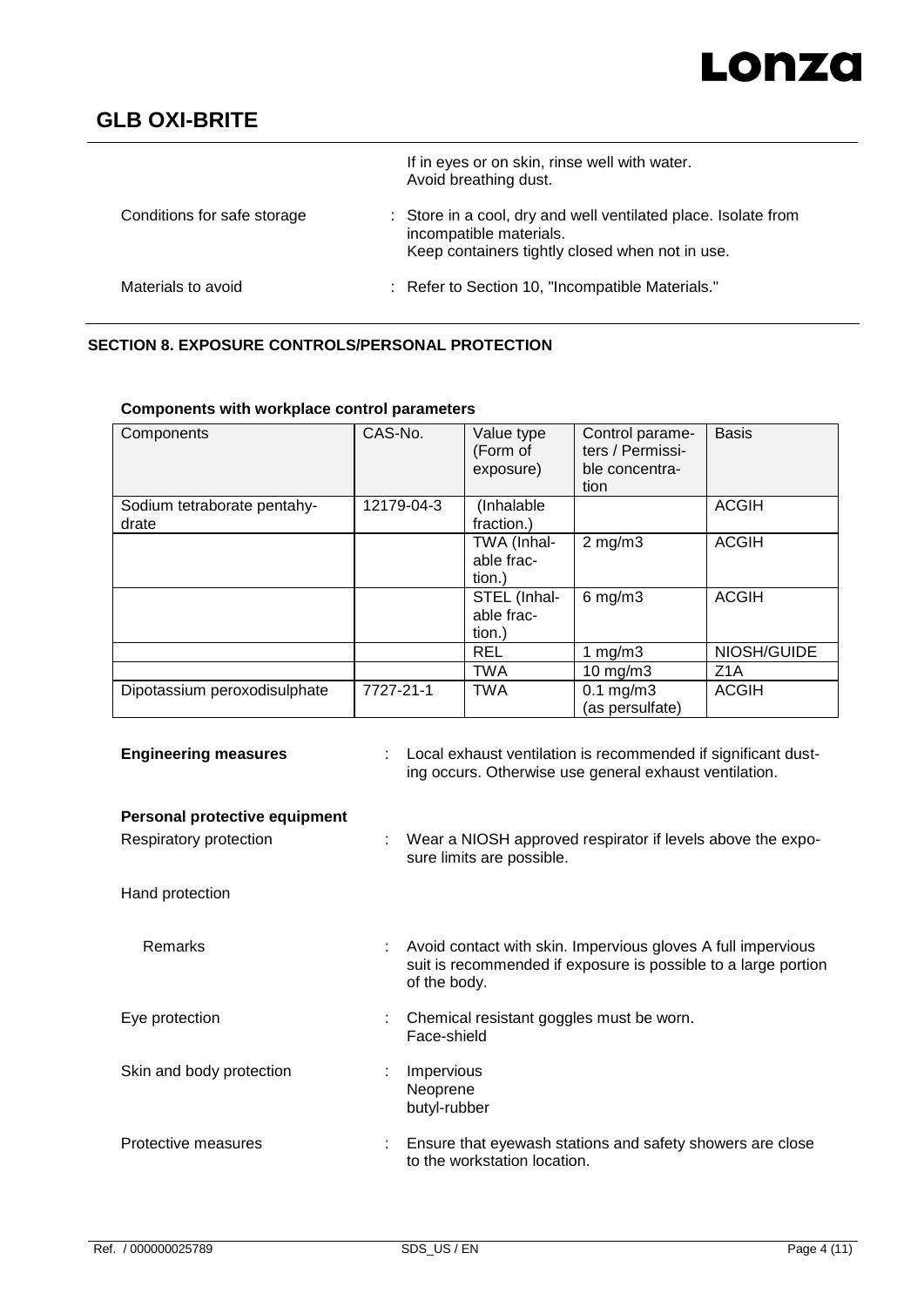# GLB OXI-BRITE

| | |
|---|---|
| | If in eyes or on skin, rinse well with water.<br>Avoid breathing dust. |
| Conditions for safe storage | : Store in a cool, dry and well ventilated place. Isolate from incompatible materials.<br>Keep containers tightly closed when not in use. |
| Materials to avoid | : Refer to Section 10, "Incompatible Materials." |

## SECTION 8. EXPOSURE CONTROLS/PERSONAL PROTECTION

**Components with workplace control parameters**

| Components | CAS-No. | Value type (Form of exposure) | Control parameters / Permissible concentration | Basis |
|---|---|---|---|---|
| Sodium tetraborate pentahydrate | 12179-04-3 | (Inhalable fraction.) | | ACGIH |
| | | TWA (Inhalable fraction.) | 2 mg/m3 | ACGIH |
| | | STEL (Inhalable fraction.) | 6 mg/m3 | ACGIH |
| | | REL | 1 mg/m3 | NIOSH/GUIDE |
| | | TWA | 10 mg/m3 | Z1A |
| Dipotassium peroxodisulphate | 7727-21-1 | TWA | 0.1 mg/m3 (as persulfate) | ACGIH |

**Engineering measures** : Local exhaust ventilation is recommended if significant dusting occurs. Otherwise use general exhaust ventilation.

**Personal protective equipment**

Respiratory protection : Wear a NIOSH approved respirator if levels above the exposure limits are possible.

Hand protection

Remarks : Avoid contact with skin. Impervious gloves A full impervious suit is recommended if exposure is possible to a large portion of the body.

Eye protection : Chemical resistant goggles must be worn.
Face-shield

Skin and body protection : Impervious
Neoprene
butyl-rubber

Protective measures : Ensure that eyewash stations and safety showers are close to the workstation location.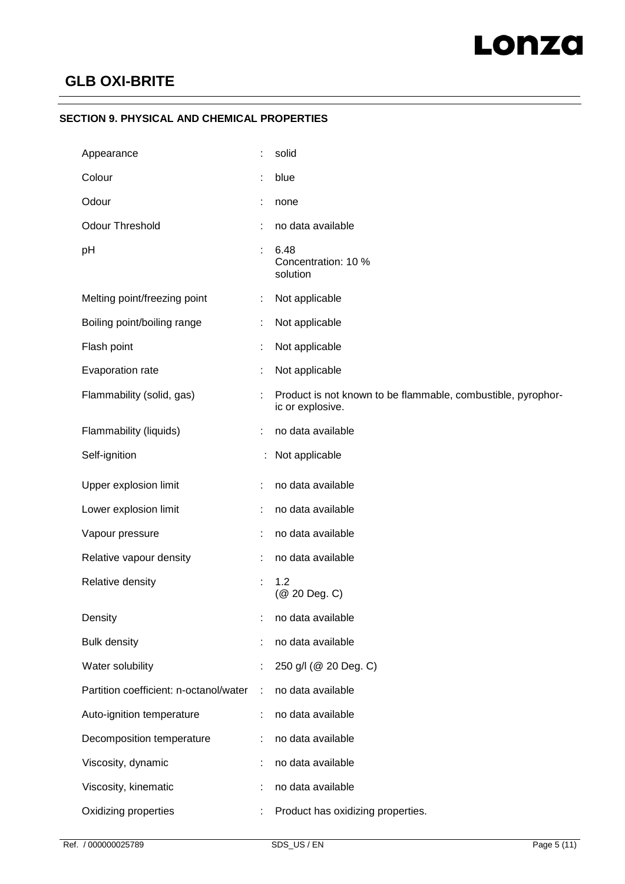# GLB OXI-BRITE

## SECTION 9. PHYSICAL AND CHEMICAL PROPERTIES

| Property | | Value |
|---|---|---|
| Appearance | : | solid |
| Colour | : | blue |
| Odour | : | none |
| Odour Threshold | : | no data available |
| pH | : | 6.48<br>Concentration: 10 %<br>solution |
| Melting point/freezing point | : | Not applicable |
| Boiling point/boiling range | : | Not applicable |
| Flash point | : | Not applicable |
| Evaporation rate | : | Not applicable |
| Flammability (solid, gas) | : | Product is not known to be flammable, combustible, pyrophoric or explosive. |
| Flammability (liquids) | : | no data available |
| Self-ignition | : | Not applicable |
| Upper explosion limit | : | no data available |
| Lower explosion limit | : | no data available |
| Vapour pressure | : | no data available |
| Relative vapour density | : | no data available |
| Relative density | : | 1.2<br>(@ 20 Deg. C) |
| Density | : | no data available |
| Bulk density | : | no data available |
| Water solubility | : | 250 g/l (@ 20 Deg. C) |
| Partition coefficient: n-octanol/water | : | no data available |
| Auto-ignition temperature | : | no data available |
| Decomposition temperature | : | no data available |
| Viscosity, dynamic | : | no data available |
| Viscosity, kinematic | : | no data available |
| Oxidizing properties | : | Product has oxidizing properties. |

Ref. / 000000025789 SDS_US / EN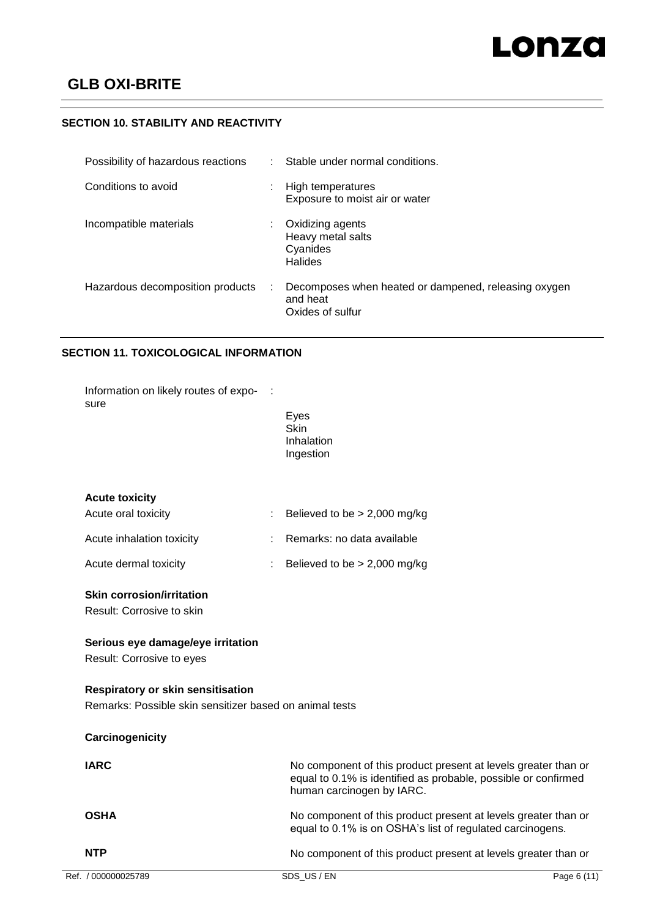## SECTION 10. STABILITY AND REACTIVITY

| | |
|---|---|
| Possibility of hazardous reactions | : Stable under normal conditions. |
| Conditions to avoid | : High temperatures<br>Exposure to moist air or water |
| Incompatible materials | : Oxidizing agents<br>Heavy metal salts<br>Cyanides<br>Halides |
| Hazardous decomposition products | : Decomposes when heated or dampened, releasing oxygen and heat<br>Oxides of sulfur |

## SECTION 11. TOXICOLOGICAL INFORMATION

Information on likely routes of exposure :

Eyes
Skin
Inhalation
Ingestion

**Acute toxicity**

| | |
|---|---|
| Acute oral toxicity | : Believed to be > 2,000 mg/kg |
| Acute inhalation toxicity | : Remarks: no data available |
| Acute dermal toxicity | : Believed to be > 2,000 mg/kg |

**Skin corrosion/irritation**

Result: Corrosive to skin

**Serious eye damage/eye irritation**

Result: Corrosive to eyes

**Respiratory or skin sensitisation**

Remarks: Possible skin sensitizer based on animal tests

**Carcinogenicity**

| | |
|---|---|
| **IARC** | No component of this product present at levels greater than or equal to 0.1% is identified as probable, possible or confirmed human carcinogen by IARC. |
| **OSHA** | No component of this product present at levels greater than or equal to 0.1% is on OSHA's list of regulated carcinogens. |
| **NTP** | No component of this product present at levels greater than or |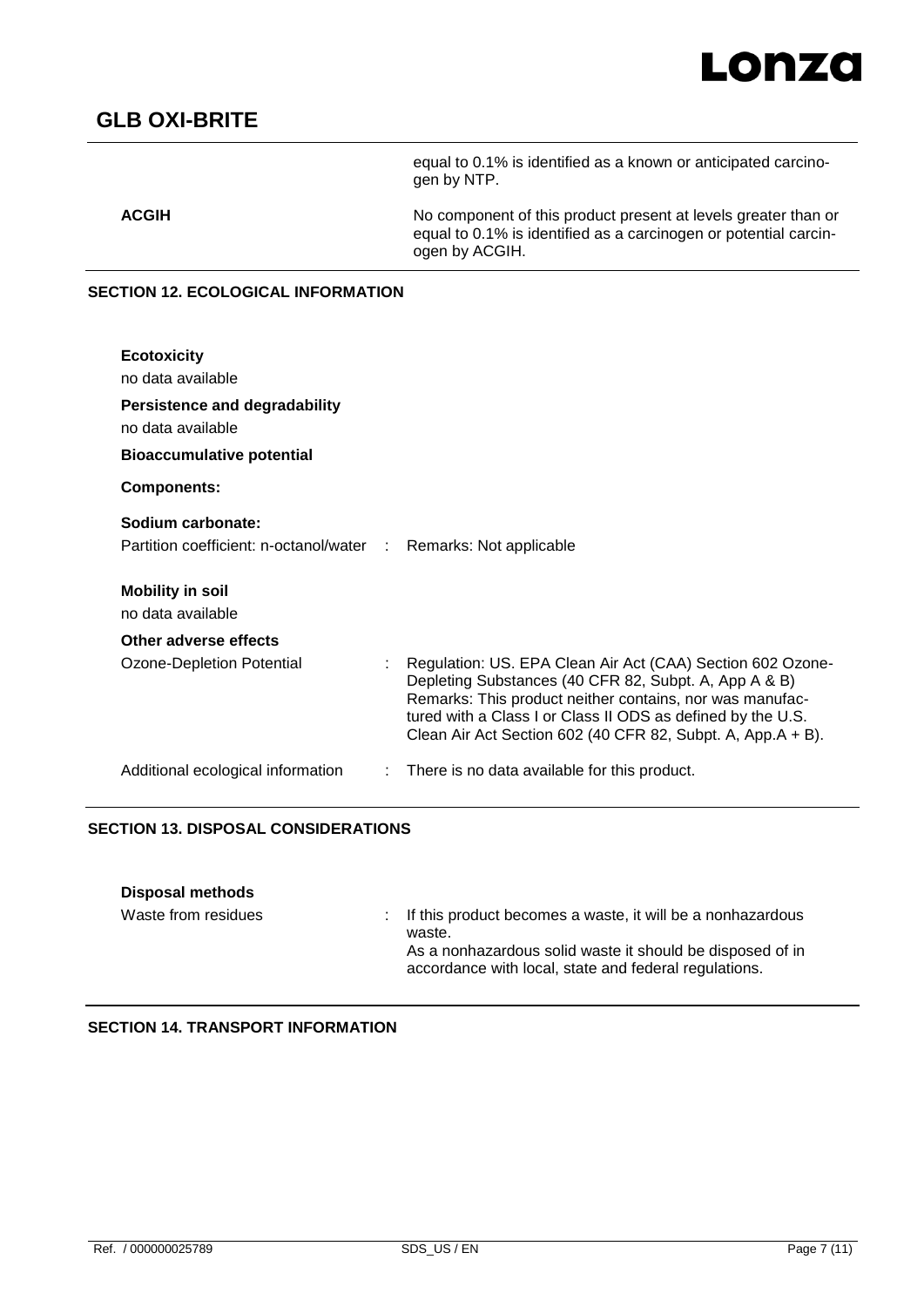| | |
|---|---|
| | equal to 0.1% is identified as a known or anticipated carcinogen by NTP. |
| **ACGIH** | No component of this product present at levels greater than or equal to 0.1% is identified as a carcinogen or potential carcinogen by ACGIH. |

## SECTION 12. ECOLOGICAL INFORMATION

**Ecotoxicity**

no data available

**Persistence and degradability**

no data available

**Bioaccumulative potential**

**Components:**

**Sodium carbonate:**

Partition coefficient: n-octanol/water : Remarks: Not applicable

**Mobility in soil**

no data available

**Other adverse effects**

| | |
|---|---|
| Ozone-Depletion Potential | : Regulation: US. EPA Clean Air Act (CAA) Section 602 Ozone-Depleting Substances (40 CFR 82, Subpt. A, App A & B)<br>Remarks: This product neither contains, nor was manufactured with a Class I or Class II ODS as defined by the U.S. Clean Air Act Section 602 (40 CFR 82, Subpt. A, App.A + B). |
| Additional ecological information | : There is no data available for this product. |

## SECTION 13. DISPOSAL CONSIDERATIONS

**Disposal methods**

| | |
|---|---|
| Waste from residues | : If this product becomes a waste, it will be a nonhazardous waste.<br>As a nonhazardous solid waste it should be disposed of in accordance with local, state and federal regulations. |

## SECTION 14. TRANSPORT INFORMATION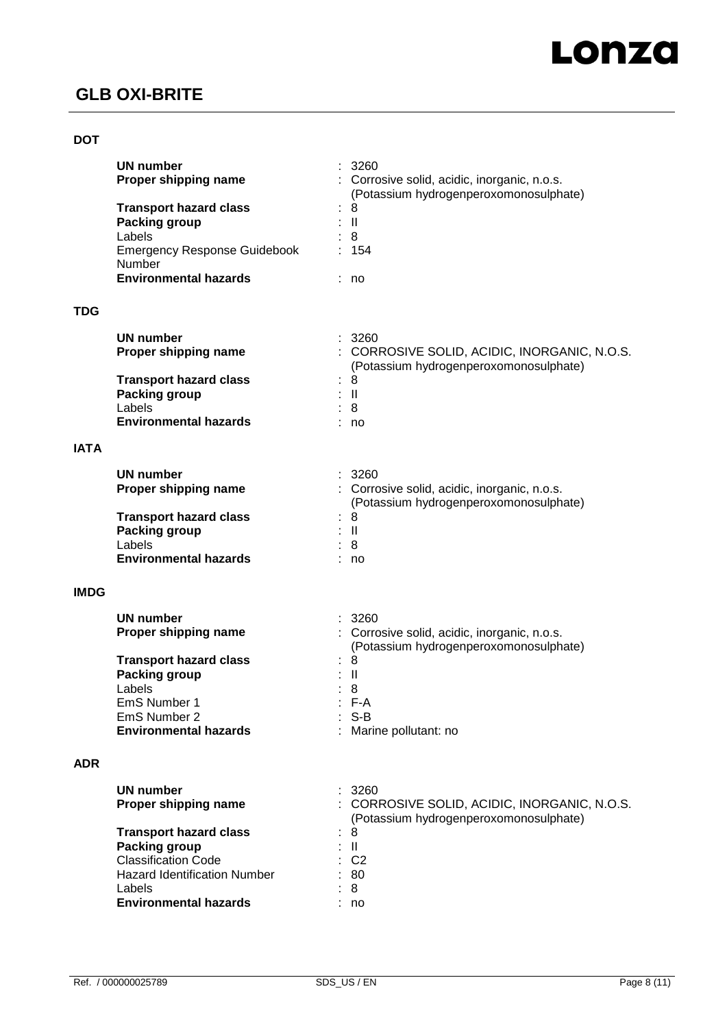**DOT**

| | |
|---|---|
| **UN number** | : 3260 |
| **Proper shipping name** | : Corrosive solid, acidic, inorganic, n.o.s. (Potassium hydrogenperoxomonosulphate) |
| **Transport hazard class** | : 8 |
| **Packing group** | : II |
| Labels | : 8 |
| Emergency Response Guidebook Number | : 154 |
| **Environmental hazards** | : no |

**TDG**

| | |
|---|---|
| **UN number** | : 3260 |
| **Proper shipping name** | : CORROSIVE SOLID, ACIDIC, INORGANIC, N.O.S. (Potassium hydrogenperoxomonosulphate) |
| **Transport hazard class** | : 8 |
| **Packing group** | : II |
| Labels | : 8 |
| **Environmental hazards** | : no |

**IATA**

| | |
|---|---|
| **UN number** | : 3260 |
| **Proper shipping name** | : Corrosive solid, acidic, inorganic, n.o.s. (Potassium hydrogenperoxomonosulphate) |
| **Transport hazard class** | : 8 |
| **Packing group** | : II |
| Labels | : 8 |
| **Environmental hazards** | : no |

**IMDG**

| | |
|---|---|
| **UN number** | : 3260 |
| **Proper shipping name** | : Corrosive solid, acidic, inorganic, n.o.s. (Potassium hydrogenperoxomonosulphate) |
| **Transport hazard class** | : 8 |
| **Packing group** | : II |
| Labels | : 8 |
| EmS Number 1 | : F-A |
| EmS Number 2 | : S-B |
| **Environmental hazards** | : Marine pollutant: no |

**ADR**

| | |
|---|---|
| **UN number** | : 3260 |
| **Proper shipping name** | : CORROSIVE SOLID, ACIDIC, INORGANIC, N.O.S. (Potassium hydrogenperoxomonosulphate) |
| **Transport hazard class** | : 8 |
| **Packing group** | : II |
| Classification Code | : C2 |
| Hazard Identification Number | : 80 |
| Labels | : 8 |
| **Environmental hazards** | : no |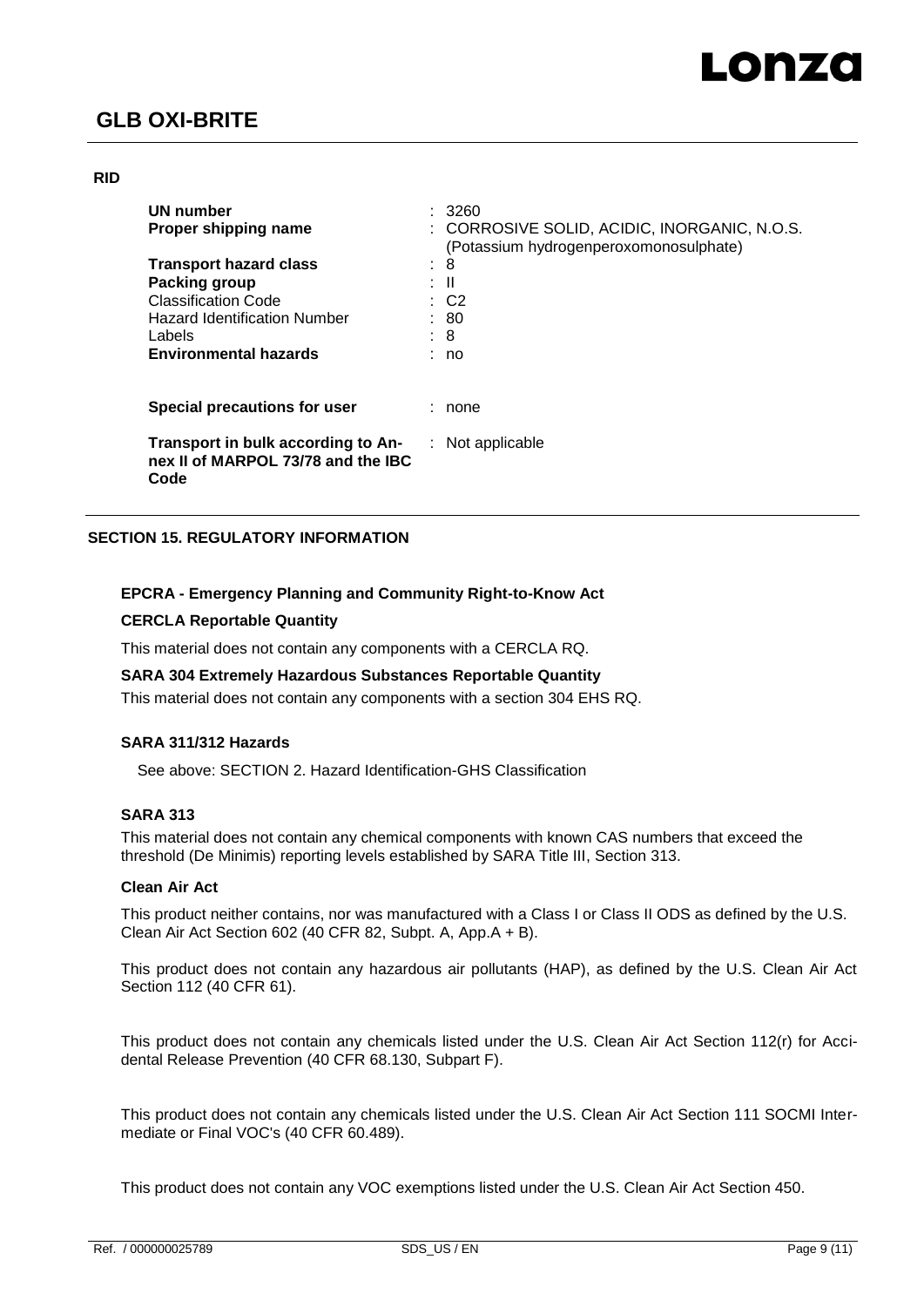**RID**

| | |
|---|---|
| **UN number** | : 3260 |
| **Proper shipping name** | : CORROSIVE SOLID, ACIDIC, INORGANIC, N.O.S. (Potassium hydrogenperoxomonosulphate) |
| **Transport hazard class** | : 8 |
| **Packing group** | : II |
| Classification Code | : C2 |
| Hazard Identification Number | : 80 |
| Labels | : 8 |
| **Environmental hazards** | : no |

**Special precautions for user** : none

**Transport in bulk according to Annex II of MARPOL 73/78 and the IBC Code** : Not applicable

## SECTION 15. REGULATORY INFORMATION

**EPCRA - Emergency Planning and Community Right-to-Know Act**

**CERCLA Reportable Quantity**

This material does not contain any components with a CERCLA RQ.

**SARA 304 Extremely Hazardous Substances Reportable Quantity**

This material does not contain any components with a section 304 EHS RQ.

**SARA 311/312 Hazards**

See above: SECTION 2. Hazard Identification-GHS Classification

**SARA 313**

This material does not contain any chemical components with known CAS numbers that exceed the threshold (De Minimis) reporting levels established by SARA Title III, Section 313.

**Clean Air Act**

This product neither contains, nor was manufactured with a Class I or Class II ODS as defined by the U.S. Clean Air Act Section 602 (40 CFR 82, Subpt. A, App.A + B).

This product does not contain any hazardous air pollutants (HAP), as defined by the U.S. Clean Air Act Section 112 (40 CFR 61).

This product does not contain any chemicals listed under the U.S. Clean Air Act Section 112(r) for Accidental Release Prevention (40 CFR 68.130, Subpart F).

This product does not contain any chemicals listed under the U.S. Clean Air Act Section 111 SOCMI Intermediate or Final VOC's (40 CFR 60.489).

This product does not contain any VOC exemptions listed under the U.S. Clean Air Act Section 450.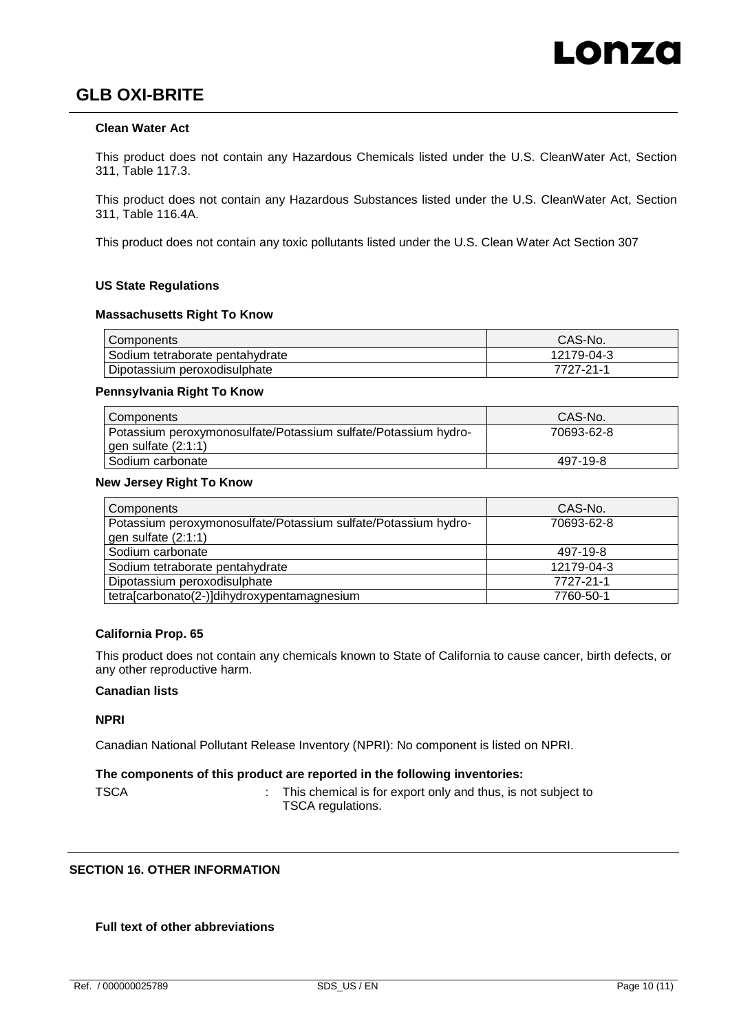#### Clean Water Act

This product does not contain any Hazardous Chemicals listed under the U.S. CleanWater Act, Section 311, Table 117.3.

This product does not contain any Hazardous Substances listed under the U.S. CleanWater Act, Section 311, Table 116.4A.

This product does not contain any toxic pollutants listed under the U.S. Clean Water Act Section 307

#### US State Regulations

**Massachusetts Right To Know**

| Components | CAS-No. |
| --- | --- |
| Sodium tetraborate pentahydrate | 12179-04-3 |
| Dipotassium peroxodisulphate | 7727-21-1 |

**Pennsylvania Right To Know**

| Components | CAS-No. |
| --- | --- |
| Potassium peroxymonosulfate/Potassium sulfate/Potassium hydrogen sulfate (2:1:1) | 70693-62-8 |
| Sodium carbonate | 497-19-8 |

**New Jersey Right To Know**

| Components | CAS-No. |
| --- | --- |
| Potassium peroxymonosulfate/Potassium sulfate/Potassium hydrogen sulfate (2:1:1) | 70693-62-8 |
| Sodium carbonate | 497-19-8 |
| Sodium tetraborate pentahydrate | 12179-04-3 |
| Dipotassium peroxodisulphate | 7727-21-1 |
| tetra[carbonato(2-)]dihydroxypentamagnesium | 7760-50-1 |

**California Prop. 65**

This product does not contain any chemicals known to State of California to cause cancer, birth defects, or any other reproductive harm.

**Canadian lists**

**NPRI**

Canadian National Pollutant Release Inventory (NPRI): No component is listed on NPRI.

**The components of this product are reported in the following inventories:**

TSCA : This chemical is for export only and thus, is not subject to TSCA regulations.

## SECTION 16. OTHER INFORMATION

**Full text of other abbreviations**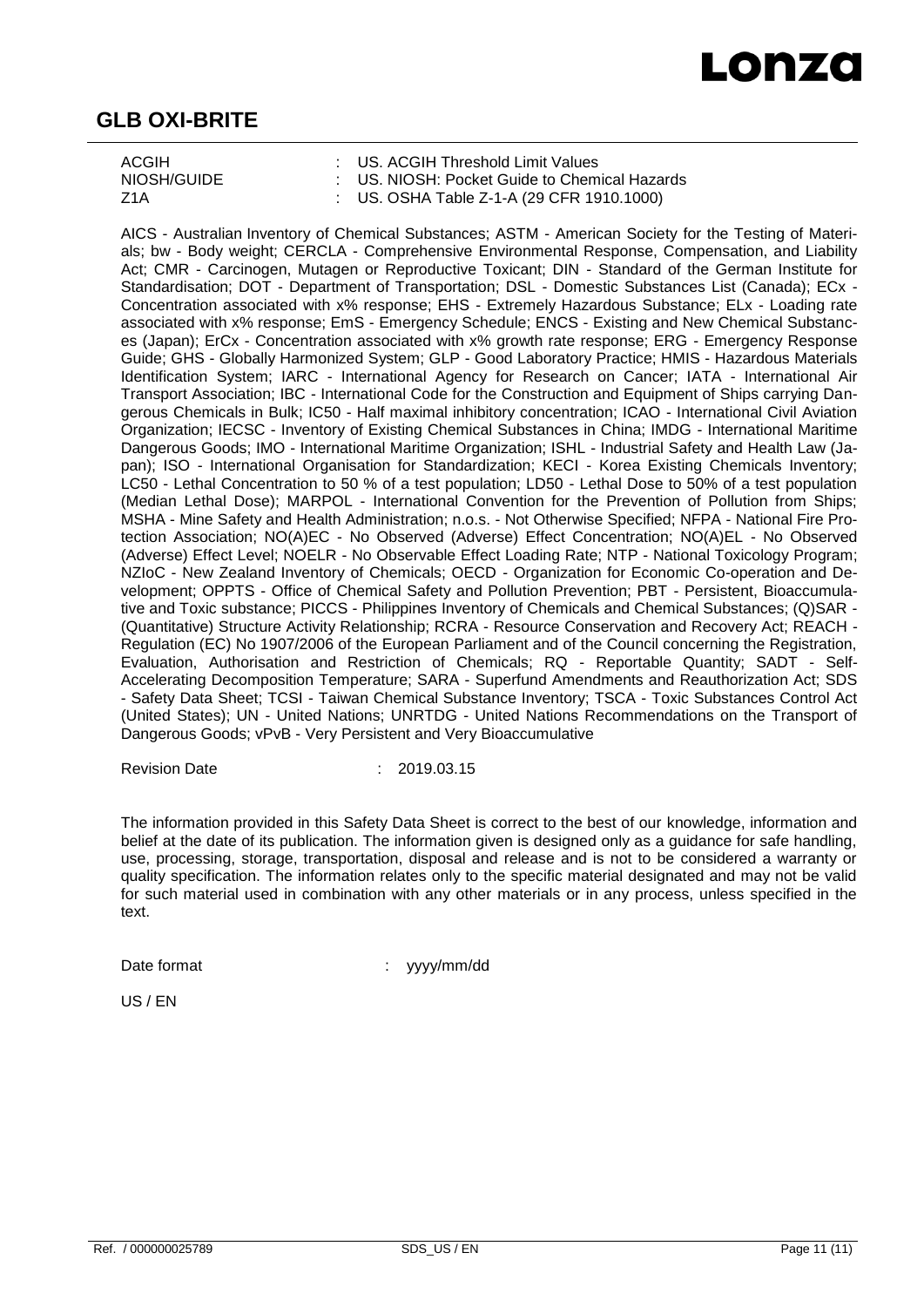| | | |
|---|---|---|
| ACGIH | : | US. ACGIH Threshold Limit Values |
| NIOSH/GUIDE | : | US. NIOSH: Pocket Guide to Chemical Hazards |
| Z1A | : | US. OSHA Table Z-1-A (29 CFR 1910.1000) |

AICS - Australian Inventory of Chemical Substances; ASTM - American Society for the Testing of Materials; bw - Body weight; CERCLA - Comprehensive Environmental Response, Compensation, and Liability Act; CMR - Carcinogen, Mutagen or Reproductive Toxicant; DIN - Standard of the German Institute for Standardisation; DOT - Department of Transportation; DSL - Domestic Substances List (Canada); ECx - Concentration associated with x% response; EHS - Extremely Hazardous Substance; ELx - Loading rate associated with x% response; EmS - Emergency Schedule; ENCS - Existing and New Chemical Substances (Japan); ErCx - Concentration associated with x% growth rate response; ERG - Emergency Response Guide; GHS - Globally Harmonized System; GLP - Good Laboratory Practice; HMIS - Hazardous Materials Identification System; IARC - International Agency for Research on Cancer; IATA - International Air Transport Association; IBC - International Code for the Construction and Equipment of Ships carrying Dangerous Chemicals in Bulk; IC50 - Half maximal inhibitory concentration; ICAO - International Civil Aviation Organization; IECSC - Inventory of Existing Chemical Substances in China; IMDG - International Maritime Dangerous Goods; IMO - International Maritime Organization; ISHL - Industrial Safety and Health Law (Japan); ISO - International Organisation for Standardization; KECI - Korea Existing Chemicals Inventory; LC50 - Lethal Concentration to 50 % of a test population; LD50 - Lethal Dose to 50% of a test population (Median Lethal Dose); MARPOL - International Convention for the Prevention of Pollution from Ships; MSHA - Mine Safety and Health Administration; n.o.s. - Not Otherwise Specified; NFPA - National Fire Protection Association; NO(A)EC - No Observed (Adverse) Effect Concentration; NO(A)EL - No Observed (Adverse) Effect Level; NOELR - No Observable Effect Loading Rate; NTP - National Toxicology Program; NZIoC - New Zealand Inventory of Chemicals; OECD - Organization for Economic Co-operation and Development; OPPTS - Office of Chemical Safety and Pollution Prevention; PBT - Persistent, Bioaccumulative and Toxic substance; PICCS - Philippines Inventory of Chemicals and Chemical Substances; (Q)SAR - (Quantitative) Structure Activity Relationship; RCRA - Resource Conservation and Recovery Act; REACH - Regulation (EC) No 1907/2006 of the European Parliament and of the Council concerning the Registration, Evaluation, Authorisation and Restriction of Chemicals; RQ - Reportable Quantity; SADT - Self-Accelerating Decomposition Temperature; SARA - Superfund Amendments and Reauthorization Act; SDS - Safety Data Sheet; TCSI - Taiwan Chemical Substance Inventory; TSCA - Toxic Substances Control Act (United States); UN - United Nations; UNRTDG - United Nations Recommendations on the Transport of Dangerous Goods; vPvB - Very Persistent and Very Bioaccumulative

Revision Date : 2019.03.15

The information provided in this Safety Data Sheet is correct to the best of our knowledge, information and belief at the date of its publication. The information given is designed only as a guidance for safe handling, use, processing, storage, transportation, disposal and release and is not to be considered a warranty or quality specification. The information relates only to the specific material designated and may not be valid for such material used in combination with any other materials or in any process, unless specified in the text.

Date format : yyyy/mm/dd

US / EN